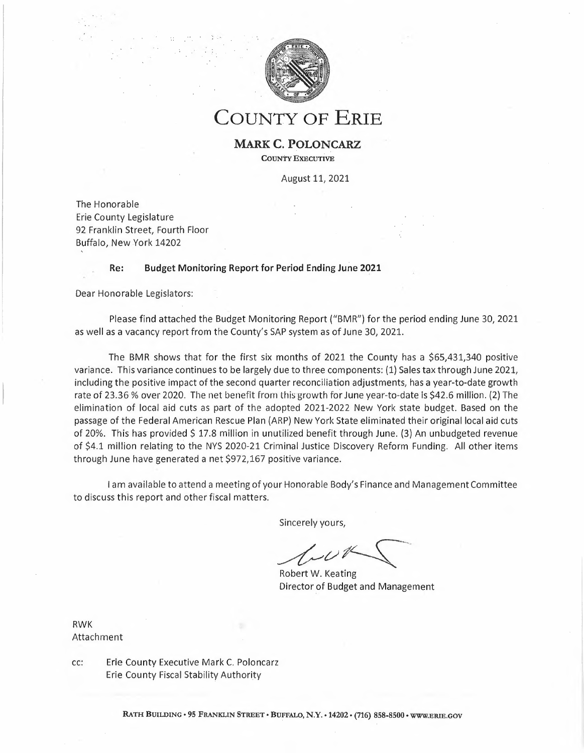# COUNTY OF ERIE

**MARK C. POLONCARZ**
COUNTY EXECUTIVE

August 11, 2021

The Honorable
Erie County Legislature
92 Franklin Street, Fourth Floor
Buffalo, New York 14202

**Re: Budget Monitoring Report for Period Ending June 2021**

Dear Honorable Legislators:

Please find attached the Budget Monitoring Report ("BMR") for the period ending June 30, 2021 as well as a vacancy report from the County's SAP system as of June 30, 2021.

The BMR shows that for the first six months of 2021 the County has a $65,431,340 positive variance. This variance continues to be largely due to three components: (1) Sales tax through June 2021, including the positive impact of the second quarter reconciliation adjustments, has a year-to-date growth rate of 23.36 % over 2020. The net benefit from this growth for June year-to-date is $42.6 million. (2) The elimination of local aid cuts as part of the adopted 2021-2022 New York state budget. Based on the passage of the Federal American Rescue Plan (ARP) New York State eliminated their original local aid cuts of 20%. This has provided $ 17.8 million in unutilized benefit through June. (3) An unbudgeted revenue of $4.1 million relating to the NYS 2020-21 Criminal Justice Discovery Reform Funding. All other items through June have generated a net $972,167 positive variance.

I am available to attend a meeting of your Honorable Body's Finance and Management Committee to discuss this report and other fiscal matters.

Sincerely yours,

Robert W. Keating
Director of Budget and Management

RWK
Attachment

cc: Erie County Executive Mark C. Poloncarz
Erie County Fiscal Stability Authority

RATH BUILDING • 95 FRANKLIN STREET • BUFFALO, N.Y. • 14202 • (716) 858-8500 • WWW.ERIE.GOV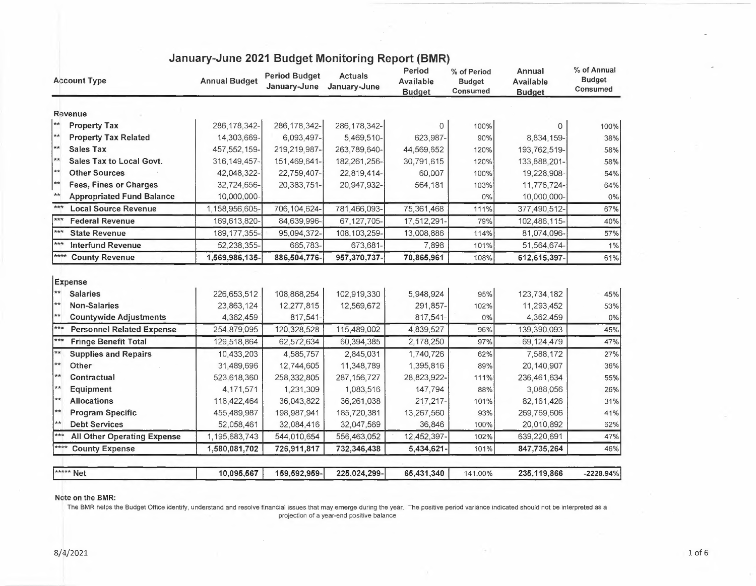# January-June 2021 Budget Monitoring Report (BMR)

| Account Type | Annual Budget | Period Budget January-June | Actuals January-June | Period Available Budget | % of Period Budget Consumed | Annual Available Budget | % of Annual Budget Consumed |
|---|---|---|---|---|---|---|---|
| **Revenue** | | | | | | | |
| ** **Property Tax** | 286,178,342- | 286,178,342- | 286,178,342- | 0 | 100% | 0 | 100% |
| ** **Property Tax Related** | 14,303,669- | 6,093,497- | 5,469,510- | 623,987- | 90% | 8,834,159- | 38% |
| ** **Sales Tax** | 457,552,159- | 219,219,987- | 263,789,640- | 44,569,652 | 120% | 193,762,519- | 58% |
| ** **Sales Tax to Local Govt.** | 316,149,457- | 151,469,641- | 182,261,256- | 30,791,615 | 120% | 133,888,201- | 58% |
| ** **Other Sources** | 42,048,322- | 22,759,407- | 22,819,414- | 60,007 | 100% | 19,228,908- | 54% |
| ** **Fees, Fines or Charges** | 32,724,656- | 20,383,751- | 20,947,932- | 564,181 | 103% | 11,776,724- | 64% |
| ** **Appropriated Fund Balance** | 10,000,000- | | | | 0% | 10,000,000- | 0% |
| *** **Local Source Revenue** | 1,158,956,605- | 706,104,624- | 781,466,093- | 75,361,468 | 111% | 377,490,512- | 67% |
| *** **Federal Revenue** | 169,613,820- | 84,639,996- | 67,127,705- | 17,512,291- | 79% | 102,486,115- | 40% |
| *** **State Revenue** | 189,177,355- | 95,094,372- | 108,103,259- | 13,008,886 | 114% | 81,074,096- | 57% |
| *** **Interfund Revenue** | 52,238,355- | 665,783- | 673,681- | 7,898 | 101% | 51,564,674- | 1% |
| **** **County Revenue** | **1,569,986,135-** | **886,504,776-** | **957,370,737-** | **70,865,961** | 108% | **612,615,397-** | 61% |
| **Expense** | | | | | | | |
| ** **Salaries** | 226,653,512 | 108,868,254 | 102,919,330 | 5,948,924 | 95% | 123,734,182 | 45% |
| ** **Non-Salaries** | 23,863,124 | 12,277,815 | 12,569,672 | 291,857- | 102% | 11,293,452 | 53% |
| ** **Countywide Adjustments** | 4,362,459 | 817,541- | | 817,541- | 0% | 4,362,459 | 0% |
| *** **Personnel Related Expense** | 254,879,095 | 120,328,528 | 115,489,002 | 4,839,527 | 96% | 139,390,093 | 45% |
| *** **Fringe Benefit Total** | 129,518,864 | 62,572,634 | 60,394,385 | 2,178,250 | 97% | 69,124,479 | 47% |
| ** **Supplies and Repairs** | 10,433,203 | 4,585,757 | 2,845,031 | 1,740,726 | 62% | 7,588,172 | 27% |
| ** **Other** | 31,489,696 | 12,744,605 | 11,348,789 | 1,395,816 | 89% | 20,140,907 | 36% |
| ** **Contractual** | 523,618,360 | 258,332,805 | 287,156,727 | 28,823,922- | 111% | 236,461,634 | 55% |
| ** **Equipment** | 4,171,571 | 1,231,309 | 1,083,516 | 147,794 | 88% | 3,088,056 | 26% |
| ** **Allocations** | 118,422,464 | 36,043,822 | 36,261,038 | 217,217- | 101% | 82,161,426 | 31% |
| ** **Program Specific** | 455,489,987 | 198,987,941 | 185,720,381 | 13,267,560 | 93% | 269,769,606 | 41% |
| ** **Debt Services** | 52,058,461 | 32,084,416 | 32,047,569 | 36,846 | 100% | 20,010,892 | 62% |
| *** **All Other Operating Expense** | 1,195,683,743 | 544,010,654 | 556,463,052 | 12,452,397- | 102% | 639,220,691 | 47% |
| **** **County Expense** | **1,580,081,702** | **726,911,817** | **732,346,438** | **5,434,621-** | 101% | **847,735,264** | 46% |
| ***** **Net** | **10,095,567** | **159,592,959-** | **225,024,299-** | **65,431,340** | 141.00% | **235,119,866** | **-2228.94%** |

**Note on the BMR:**

The BMR helps the Budget Office identify, understand and resolve financial issues that may emerge during the year. The positive period variance indicated should not be interpreted as a projection of a year-end positive balance

8/4/2021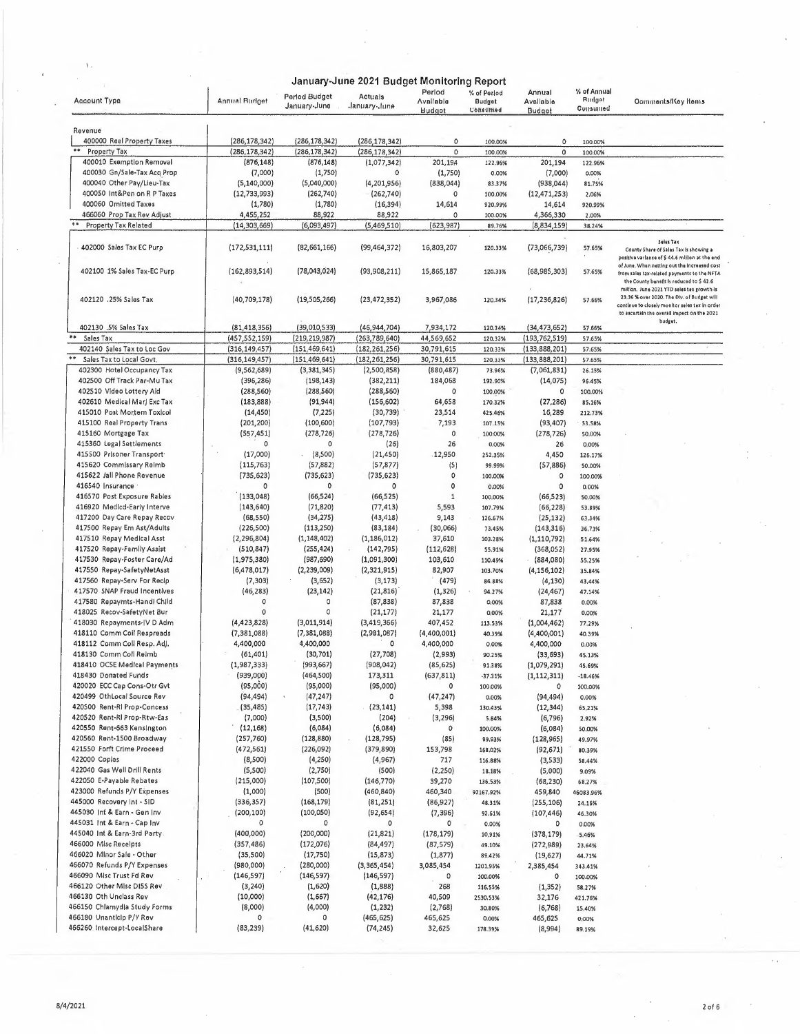# January-June 2021 Budget Monitoring Report

| Account Type | Annual Budget | Period Budget January-June | Actuals January-June | Period Available Budget | % of Period Budget Consumed | Annual Available Budget | % of Annual Budget Consumed | Comments/Key Items |
|---|---|---|---|---|---|---|---|---|
| Revenue | | | | | | | | |
| 400000 Real Property Taxes | (286,178,342) | (286,178,342) | (286,178,342) | 0 | 100.00% | 0 | 100.00% | |
| ** Property Tax | (286,178,342) | (286,178,342) | (286,178,342) | 0 | 100.00% | 0 | 100.00% | |
| 400010 Exemption Removal | (876,148) | (876,148) | (1,077,342) | 201,194 | 122.96% | 201,194 | 122.96% | |
| 400030 Gn/Sale-Tax Acq Prop | (7,000) | (1,750) | 0 | (1,750) | 0.00% | (7,000) | 0.00% | |
| 400040 Other Pay/Lieu-Tax | (5,140,000) | (5,040,000) | (4,201,956) | (838,044) | 83.37% | (938,044) | 81.75% | |
| 400050 Int&Pen on R P Taxes | (12,733,993) | (262,740) | (262,740) | 0 | 100.00% | (12,471,253) | 2.06% | |
| 400060 Omitted Taxes | (1,780) | (1,780) | (16,394) | 14,614 | 920.99% | 14,614 | 920.99% | |
| 466060 Prop Tax Rev Adjust | 4,455,252 | 88,922 | 88,922 | 0 | 100.00% | 4,366,330 | 2.00% | |
| ** Property Tax Related | (14,303,669) | (6,093,497) | (5,469,510) | (623,987) | 89.76% | (8,834,159) | 38.24% | |
| 402000 Sales Tax EC Purp | (172,531,111) | (82,661,166) | (99,464,372) | 16,803,207 | 120.33% | (73,066,739) | 57.65% | Sales Tax County Share of Sales Tax is showing a positive variance of $ 44.6 million at the end of June. When netting out the increased cost from sales tax-related payments to the NFTA the County benefit is reduced to $ 42.6 million. June 2021 YTD sales tax growth is 23.36 % over 2020. The Div. of Budget will continue to closely monitor sales tax in order to ascertain the overall impact on the 2021 budget. |
| 402100 1% Sales Tax-EC Purp | (162,893,514) | (78,043,024) | (93,908,211) | 15,865,187 | 120.33% | (68,985,303) | 57.65% | |
| 402120 .25% Sales Tax | (40,709,178) | (19,505,266) | (23,472,352) | 3,967,086 | 120.34% | (17,236,826) | 57.66% | |
| 402130 .5% Sales Tax | (81,418,356) | (39,010,533) | (46,944,704) | 7,934,172 | 120.34% | (34,473,652) | 57.66% | |
| ** Sales Tax | (457,552,159) | (219,219,987) | (263,789,640) | 44,569,652 | 120.33% | (193,762,519) | 57.65% | |
| 402140 Sales Tax to Loc Gov | (316,149,457) | (151,469,641) | (182,261,256) | 30,791,615 | 120.33% | (133,888,201) | 57.65% | |
| ** Sales Tax to Local Govt. | (316,149,457) | (151,469,641) | (182,261,256) | 30,791,615 | 120.33% | (133,888,201) | 57.65% | |
| 402300 Hotel Occupancy Tax | (9,562,689) | (3,381,345) | (2,500,858) | (880,487) | 73.96% | (7,061,831) | 26.15% | |
| 402500 Off Track Par-Mu Tax | (396,286) | (198,143) | (382,211) | 184,068 | 192.90% | (14,075) | 96.45% | |
| 402510 Video Lottery Aid | (288,560) | (288,560) | (288,560) | 0 | 100.00% | 0 | 100.00% | |
| 402610 Medical Marj Exc Tax | (183,888) | (91,944) | (156,602) | 64,658 | 170.32% | (27,286) | 85.16% | |
| 415010 Post Mortem Toxicol | (14,450) | (7,225) | (30,739) | 23,514 | 425.46% | 16,289 | 212.73% | |
| 415100 Real Property Trans | (201,200) | (100,600) | (107,793) | 7,193 | 107.15% | (93,407) | 53.58% | |
| 415160 Mortgage Tax | (557,451) | (278,726) | (278,726) | 0 | 100.00% | (278,726) | 50.00% | |
| 415360 Legal Settlements | 0 | 0 | (26) | 26 | 0.00% | 26 | 0.00% | |
| 415500 Prisoner Transport | (17,000) | (8,500) | (21,450) | 12,950 | 252.35% | 4,450 | 126.17% | |
| 415620 Commissary Reimb | (115,763) | (57,882) | (57,877) | (5) | 99.99% | (57,886) | 50.00% | |
| 415622 Jail Phone Revenue | (735,623) | (735,623) | (735,623) | 0 | 100.00% | 0 | 100.00% | |
| 416540 Insurance | 0 | 0 | 0 | 0 | 0.00% | 0 | 0.00% | |
| 416570 Post Exposure Rabies | (133,048) | (66,524) | (66,525) | 1 | 100.00% | (66,523) | 50.00% | |
| 416920 Medicd-Early Interve | (143,640) | (71,820) | (77,413) | 5,593 | 107.79% | (66,228) | 53.89% | |
| 417200 Day Care Repay Recov | (68,550) | (34,275) | (43,418) | 9,143 | 126.67% | (25,132) | 63.34% | |
| 417500 Repay Em Ast/Adults | (226,500) | (113,250) | (83,184) | (30,066) | 73.45% | (143,316) | 36.73% | |
| 417510 Repay Medical Asst | (2,296,804) | (1,148,402) | (1,186,012) | 37,610 | 103.28% | (1,110,792) | 51.64% | |
| 417520 Repay-Family Assist | (510,847) | (255,424) | (142,795) | (112,628) | 55.91% | (368,052) | 27.95% | |
| 417530 Repay-Foster Care/Ad | (1,975,380) | (987,690) | (1,091,300) | 103,610 | 110.49% | (884,080) | 55.25% | |
| 417550 Repay-SafetyNetAsst | (6,478,017) | (2,239,009) | (2,321,915) | 82,907 | 103.70% | (4,156,102) | 35.84% | |
| 417560 Repay-Serv For Recip | (7,303) | (3,652) | (3,173) | (479) | 86.88% | (4,130) | 43.44% | |
| 417570 SNAP Fraud Incentives | (46,283) | (23,142) | (21,816) | (1,326) | 94.27% | (24,467) | 47.14% | |
| 417580 Repaymts-Handi Child | 0 | 0 | (87,838) | 87,838 | 0.00% | 87,838 | 0.00% | |
| 418025 Recov-SafetyNet Bur | 0 | 0 | (21,177) | 21,177 | 0.00% | 21,177 | 0.00% | |
| 418030 Repayments-IV D Adm | (4,423,828) | (3,011,914) | (3,419,366) | 407,452 | 113.53% | (1,004,462) | 77.29% | |
| 418110 Comm Coll Respreads | (7,381,088) | (7,381,088) | (2,981,087) | (4,400,001) | 40.39% | (4,400,001) | 40.39% | |
| 418112 Comm Coll Resp. Adj. | 4,400,000 | 4,400,000 | 0 | 4,400,000 | 0.00% | 4,400,000 | 0.00% | |
| 418130 Comm Coll Reimb | (61,401) | (30,701) | (27,708) | (2,993) | 90.25% | (33,693) | 45.13% | |
| 418410 OCSE Medical Payments | (1,987,333) | (993,667) | (908,042) | (85,625) | 91.38% | (1,079,291) | 45.69% | |
| 418430 Donated Funds | (939,000) | (464,500) | 173,311 | (637,811) | -37.31% | (1,112,311) | -18.46% | |
| 420020 ECC Cap Cons-Otr Gvt | (95,000) | (95,000) | (95,000) | 0 | 100.00% | 0 | 100.00% | |
| 420499 OthLocal Source Rev | (94,494) | (47,247) | 0 | (47,247) | 0.00% | (94,494) | 0.00% | |
| 420500 Rent-RI Prop-Concess | (35,485) | (17,743) | (23,141) | 5,398 | 130.43% | (12,344) | 65.21% | |
| 420520 Rent-RI Prop-Rtw-Eas | (7,000) | (3,500) | (204) | (3,296) | 5.84% | (6,796) | 2.92% | |
| 420550 Rent-663 Kensington | (12,168) | (6,084) | (6,084) | 0 | 100.00% | (6,084) | 50.00% | |
| 420560 Rent-1500 Broadway | (257,760) | (128,880) | (128,795) | (85) | 99.93% | (128,965) | 49.97% | |
| 421550 Forft Crime Proceed | (472,561) | (226,092) | (379,890) | 153,798 | 168.02% | (92,671) | 80.39% | |
| 422000 Copies | (8,500) | (4,250) | (4,967) | 717 | 116.88% | (3,533) | 58.44% | |
| 422040 Gas Well Drill Rents | (5,500) | (2,750) | (500) | (2,250) | 18.18% | (5,000) | 9.09% | |
| 422050 E-Payable Rebates | (215,000) | (107,500) | (146,770) | 39,270 | 136.53% | (68,230) | 68.27% | |
| 423000 Refunds P/Y Expenses | (1,000) | (500) | (460,840) | 460,340 | 92167.92% | 459,840 | 46083.96% | |
| 445000 Recovery Int - SID | (336,357) | (168,179) | (81,251) | (86,927) | 48.31% | (255,106) | 24.16% | |
| 445030 Int & Earn - Gen Inv | (200,100) | (100,050) | (92,654) | (7,396) | 92.61% | (107,446) | 46.30% | |
| 445031 Int & Earn - Cap Inv | 0 | 0 | 0 | 0 | 0.00% | 0 | 0.00% | |
| 445040 Int & Earn-3rd Party | (400,000) | (200,000) | (21,821) | (178,179) | 10.91% | (378,179) | 5.46% | |
| 466000 Misc Receipts | (357,486) | (172,076) | (84,497) | (87,579) | 49.10% | (272,989) | 23.64% | |
| 466020 Minor Sale - Other | (35,500) | (17,750) | (15,873) | (1,877) | 89.42% | (19,627) | 44.71% | |
| 466070 Refunds P/Y Expenses | (980,000) | (280,000) | (3,365,454) | 3,085,454 | 1201.95% | 2,385,454 | 343.41% | |
| 466090 Misc Trust Fd Rev | (146,597) | (146,597) | (146,597) | 0 | 100.00% | 0 | 100.00% | |
| 466120 Other Misc DISS Rev | (3,240) | (1,620) | (1,888) | 268 | 116.55% | (1,352) | 58.27% | |
| 466130 Oth Unclass Rev | (10,000) | (1,667) | (42,176) | 40,509 | 2530.53% | 32,176 | 421.76% | |
| 466150 Chlamydia Study Forms | (8,000) | (4,000) | (1,232) | (2,768) | 30.80% | (6,768) | 15.40% | |
| 466180 Unanticip P/Y Rev | 0 | 0 | (465,625) | 465,625 | 0.00% | 465,625 | 0.00% | |
| 466260 Intercept-LocalShare | (83,239) | (41,620) | (74,245) | 32,625 | 178.39% | (8,994) | 89.19% | |

8/4/2021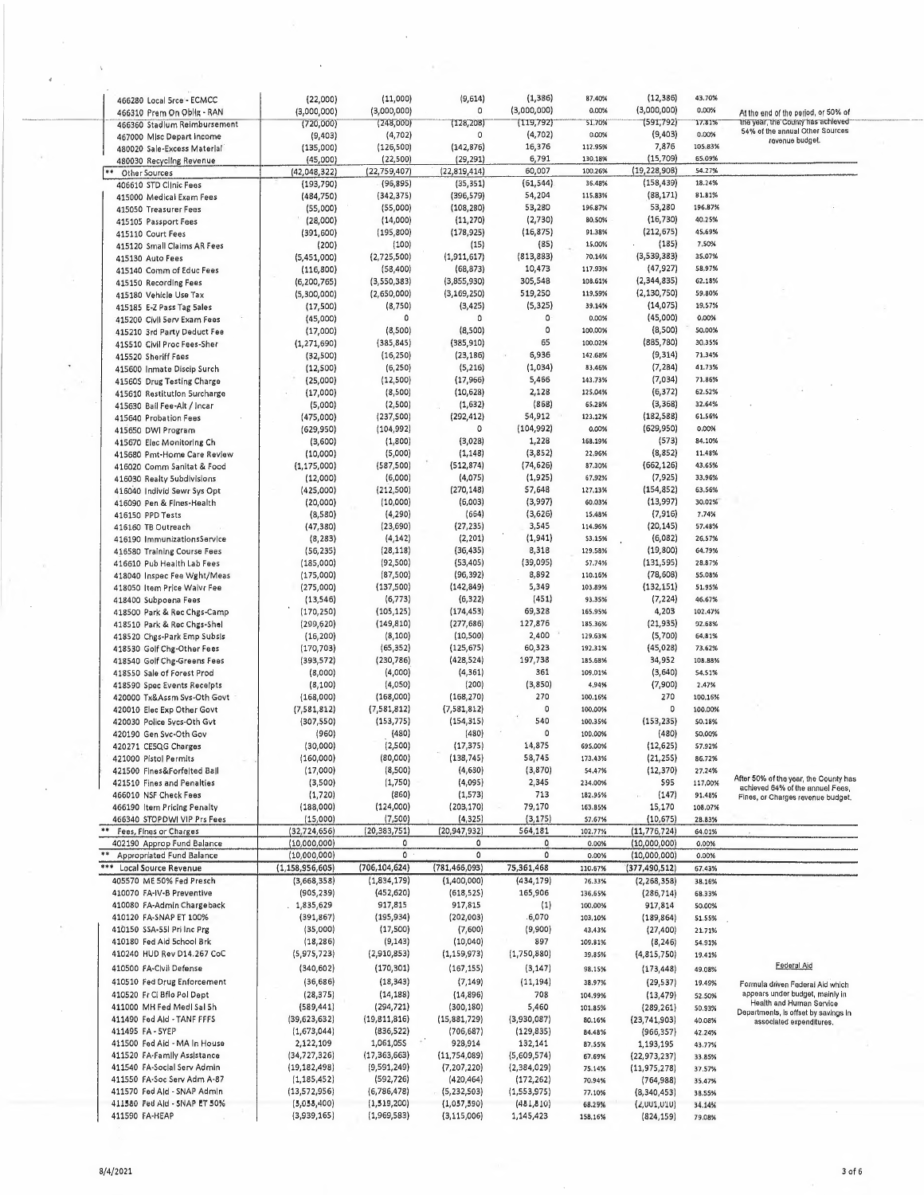| Account | | | | | | | | |
|---|---|---|---|---|---|---|---|---|
| 466280 Local Srce - ECMCC | (22,000) | (11,000) | (9,614) | (1,386) | 87.40% | (12,386) | 43.70% | |
| 466310 Prem On Oblig - RAN | (3,000,000) | (3,000,000) | 0 | (3,000,000) | 0.00% | (3,000,000) | 0.00% | At the end of the period, or 50% of the year, the County has achieved 54% of the annual Other Sources revenue budget. |
| 466360 Stadium Reimbursement | (720,000) | (248,000) | (128,208) | (119,792) | 51.70% | (591,792) | 17.81% | |
| 467000 Misc Depart Income | (9,403) | (4,702) | 0 | (4,702) | 0.00% | (9,403) | 0.00% | |
| 480020 Sale-Excess Material | (135,000) | (126,500) | (142,876) | 16,376 | 112.95% | 7,876 | 105.83% | |
| 480030 Recycling Revenue | (45,000) | (22,500) | (29,291) | 6,791 | 130.18% | (15,709) | 65.09% | |
| ** Other Sources | (42,048,322) | (22,759,407) | (22,819,414) | 60,007 | 100.26% | (19,228,908) | 54.27% | |
| 406610 STD Clinic Fees | (193,790) | (96,895) | (35,351) | (61,544) | 36.48% | (158,439) | 18.24% | |
| 415000 Medical Exam Fees | (484,750) | (342,375) | (396,579) | 54,204 | 115.83% | (88,171) | 81.81% | |
| 415050 Treasurer Fees | (55,000) | (55,000) | (108,280) | 53,280 | 196.87% | 53,280 | 196.87% | |
| 415105 Passport Fees | (28,000) | (14,000) | (11,270) | (2,730) | 80.50% | (16,730) | 40.25% | |
| 415110 Court Fees | (391,600) | (195,800) | (178,925) | (16,875) | 91.38% | (212,675) | 45.69% | |
| 415120 Small Claims AR Fees | (200) | (100) | (15) | (85) | 15.00% | (185) | 7.50% | |
| 415130 Auto Fees | (5,451,000) | (2,725,500) | (1,911,617) | (813,883) | 70.14% | (3,539,383) | 35.07% | |
| 415140 Comm of Educ Fees | (116,800) | (58,400) | (68,873) | 10,473 | 117.93% | (47,927) | 58.97% | |
| 415150 Recording Fees | (6,200,765) | (3,550,383) | (3,855,930) | 305,548 | 108.61% | (2,344,835) | 62.18% | |
| 415180 Vehicle Use Tax | (5,300,000) | (2,650,000) | (3,169,250) | 519,250 | 119.59% | (2,130,750) | 59.80% | |
| 415185 E-Z Pass Tag Sales | (17,500) | (8,750) | (3,425) | (5,325) | 39.14% | (14,075) | 19.57% | |
| 415200 Civil Serv Exam Fees | (45,000) | 0 | 0 | 0 | 0.00% | (45,000) | 0.00% | |
| 415210 3rd Party Deduct Fee | (17,000) | (8,500) | (8,500) | 0 | 100.00% | (8,500) | 50.00% | |
| 415510 Civil Proc Fees-Sher | (1,271,690) | (385,845) | (385,910) | 65 | 100.02% | (885,780) | 30.35% | |
| 415520 Sheriff Fees | (32,500) | (16,250) | (23,186) | 6,936 | 142.68% | (9,314) | 71.34% | |
| 415600 Inmate Discip Surch | (12,500) | (6,250) | (5,216) | (1,034) | 83.46% | (7,284) | 41.73% | |
| 415605 Drug Testing Charge | (25,000) | (12,500) | (17,966) | 5,466 | 143.73% | (7,034) | 71.86% | |
| 415610 Restitution Surcharge | (17,000) | (8,500) | (10,628) | 2,128 | 125.04% | (6,372) | 62.52% | |
| 415630 Bail Fee-Alt / Incar | (5,000) | (2,500) | (1,632) | (868) | 65.28% | (3,368) | 32.64% | |
| 415640 Probation Fees | (475,000) | (237,500) | (292,412) | 54,912 | 123.12% | (182,588) | 61.56% | |
| 415650 DWI Program | (629,950) | (104,992) | 0 | (104,992) | 0.00% | (629,950) | 0.00% | |
| 415670 Elec Monitoring Ch | (3,600) | (1,800) | (3,028) | 1,228 | 168.19% | (573) | 84.10% | |
| 415680 Pmt-Home Care Review | (10,000) | (5,000) | (1,148) | (3,852) | 22.96% | (8,852) | 11.48% | |
| 416020 Comm Sanitat & Food | (1,175,000) | (587,500) | (512,874) | (74,626) | 87.30% | (662,126) | 43.65% | |
| 416030 Realty Subdivisions | (12,000) | (6,000) | (4,075) | (1,925) | 67.92% | (7,925) | 33.96% | |
| 416040 Individ Sewr Sys Opt | (425,000) | (212,500) | (270,148) | 57,648 | 127.13% | (154,852) | 63.56% | |
| 416090 Pen & Fines-Health | (20,000) | (10,000) | (6,003) | (3,997) | 60.03% | (13,997) | 30.02% | |
| 416150 PPD Tests | (8,580) | (4,290) | (664) | (3,626) | 15.48% | (7,916) | 7.74% | |
| 416160 TB Outreach | (47,380) | (23,690) | (27,235) | 3,545 | 114.96% | (20,145) | 57.48% | |
| 416190 ImmunizationsService | (8,283) | (4,142) | (2,201) | (1,941) | 53.15% | (6,082) | 26.57% | |
| 416580 Training Course Fees | (56,235) | (28,118) | (36,435) | 8,318 | 129.58% | (19,800) | 64.79% | |
| 416610 Pub Health Lab Fees | (185,000) | (92,500) | (53,405) | (39,095) | 57.74% | (131,595) | 28.87% | |
| 418040 Inspec Fee Wght/Meas | (175,000) | (87,500) | (96,392) | 8,892 | 110.16% | (78,608) | 55.08% | |
| 418050 Item Price Waivr Fee | (275,000) | (137,500) | (142,849) | 5,349 | 103.89% | (132,151) | 51.95% | |
| 418400 Subpoena Fees | (13,546) | (6,773) | (6,322) | (451) | 93.35% | (7,224) | 46.67% | |
| 418500 Park & Rec Chgs-Camp | (170,250) | (105,125) | (174,453) | 69,328 | 165.95% | 4,203 | 102.47% | |
| 418510 Park & Rec Chgs-Shel | (299,620) | (149,810) | (277,686) | 127,876 | 185.36% | (21,935) | 92.68% | |
| 418520 Chgs-Park Emp Subsis | (16,200) | (8,100) | (10,500) | 2,400 | 129.63% | (5,700) | 64.81% | |
| 418530 Golf Chg-Other Fees | (170,703) | (65,352) | (125,675) | 60,323 | 192.31% | (45,028) | 73.62% | |
| 418540 Golf Chg-Greens Fees | (393,572) | (230,786) | (428,524) | 197,738 | 185.68% | 34,952 | 108.88% | |
| 418550 Sale of Forest Prod | (8,000) | (4,000) | (4,361) | 361 | 109.01% | (3,640) | 54.51% | |
| 418590 Spec Events Receipts | (8,100) | (4,050) | (200) | (3,850) | 4.94% | (7,900) | 2.47% | |
| 420000 Tx&Assm Svs-Oth Govt | (168,000) | (168,000) | (168,270) | 270 | 100.16% | 270 | 100.16% | |
| 420010 Elec Exp Other Govt | (7,581,812) | (7,581,812) | (7,581,812) | 0 | 100.00% | 0 | 100.00% | |
| 420030 Police Svcs-Oth Gvt | (307,550) | (153,775) | (154,315) | 540 | 100.35% | (153,235) | 50.18% | |
| 420190 Gen Svc-Oth Gov | (960) | (480) | (480) | 0 | 100.00% | (480) | 50.00% | |
| 420271 CESQG Charges | (30,000) | (2,500) | (17,375) | 14,875 | 695.00% | (12,625) | 57.92% | |
| 421000 Pistol Permits | (160,000) | (80,000) | (138,745) | 58,745 | 173.43% | (21,255) | 86.72% | |
| 421500 Fines&Forfeited Bail | (17,000) | (8,500) | (4,630) | (3,870) | 54.47% | (12,370) | 27.24% | After 50% of the year, the County has achieved 64% of the annual Fees, Fines, or Charges revenue budget. |
| 421510 Fines and Penalties | (3,500) | (1,750) | (4,095) | 2,345 | 234.00% | 595 | 117.00% | |
| 466010 NSF Check Fees | (1,720) | (860) | (1,573) | 713 | 182.95% | (147) | 91.48% | |
| 466190 Item Pricing Penalty | (188,000) | (124,000) | (203,170) | 79,170 | 163.85% | 15,170 | 108.07% | |
| 466340 STOPDWI VIP Prs Fees | (15,000) | (7,500) | (4,325) | (3,175) | 57.67% | (10,675) | 28.83% | |
| ** Fees, Fines or Charges | (32,724,656) | (20,383,751) | (20,947,932) | 564,181 | 102.77% | (11,776,724) | 64.01% | |
| 402190 Approp Fund Balance | (10,000,000) | 0 | 0 | 0 | 0.00% | (10,000,000) | 0.00% | |
| ** Appropriated Fund Balance | (10,000,000) | 0 | 0 | 0 | 0.00% | (10,000,000) | 0.00% | |
| *** Local Source Revenue | (1,158,956,605) | (706,104,624) | (781,466,093) | 75,361,468 | 110.67% | (377,490,512) | 67.43% | |
| 405570 ME 50% Fed Presch | (3,668,358) | (1,834,179) | (1,400,000) | (434,179) | 76.33% | (2,268,358) | 38.16% | |
| 410070 FA-IV-B Preventive | (905,239) | (452,620) | (618,525) | 165,906 | 136.65% | (286,714) | 68.33% | |
| 410080 FA-Admin Chargeback | 1,835,629 | 917,815 | 917,815 | (1) | 100.00% | 917,814 | 50.00% | |
| 410120 FA-SNAP ET 100% | (391,867) | (195,934) | (202,003) | 6,070 | 103.10% | (189,864) | 51.55% | |
| 410150 SSA-SSI Pri Inc Prg | (35,000) | (17,500) | (7,600) | (9,900) | 43.43% | (27,400) | 21.71% | |
| 410180 Fed Aid School Brk | (18,286) | (9,143) | (10,040) | 897 | 109.81% | (8,246) | 54.91% | |
| 410240 HUD Rev D14.267 CoC | (5,975,723) | (2,910,853) | (1,159,973) | (1,750,880) | 39.85% | (4,815,750) | 19.41% | |
| 410500 FA-Civil Defense | (340,602) | (170,301) | (167,155) | (3,147) | 98.15% | (173,448) | 49.08% | Federal Aid |
| 410510 Fed Drug Enforcement | (36,686) | (18,343) | (7,149) | (11,194) | 38.97% | (29,537) | 19.49% | Formula driven Federal Aid which appears under budget, mainly in Health and Human Service Departments, is offset by savings in associated expenditures. |
| 410520 Fr Cl Bflo Pol Dept | (28,375) | (14,188) | (14,896) | 708 | 104.99% | (13,479) | 52.50% | |
| 411000 MH Fed Medi Sal Sh | (589,441) | (294,721) | (300,180) | 5,460 | 101.85% | (289,261) | 50.93% | |
| 411490 Fed Aid - TANF FFFS | (39,623,632) | (19,811,816) | (15,881,729) | (3,930,087) | 80.16% | (23,741,903) | 40.08% | |
| 411495 FA - SYEP | (1,673,044) | (836,522) | (706,687) | (129,835) | 84.48% | (966,357) | 42.24% | |
| 411500 Fed Aid - MA In House | 2,122,109 | 1,061,055 | 928,914 | 132,141 | 87.55% | 1,193,195 | 43.77% | |
| 411520 FA-Family Assistance | (34,727,326) | (17,363,663) | (11,754,089) | (5,609,574) | 67.69% | (22,973,237) | 33.85% | |
| 411540 FA-Social Serv Admin | (19,182,498) | (9,591,249) | (7,207,220) | (2,384,029) | 75.14% | (11,975,278) | 37.57% | |
| 411550 FA-Soc Serv Adm A-87 | (1,185,452) | (592,726) | (420,464) | (172,262) | 70.94% | (764,988) | 35.47% | |
| 411570 Fed Aid - SNAP Admin | (13,572,956) | (6,786,478) | (5,232,503) | (1,553,975) | 77.10% | (8,340,453) | 38.55% | |
| 411580 Fed Aid - SNAP ET 50% | (3,038,400) | (1,519,200) | (1,037,390) | (481,810) | 68.29% | (2,001,010) | 34.14% | |
| 411590 FA-HEAP | (3,939,165) | (1,969,583) | (3,115,006) | 1,145,423 | 158.16% | (824,159) | 79.08% | |

8/4/2021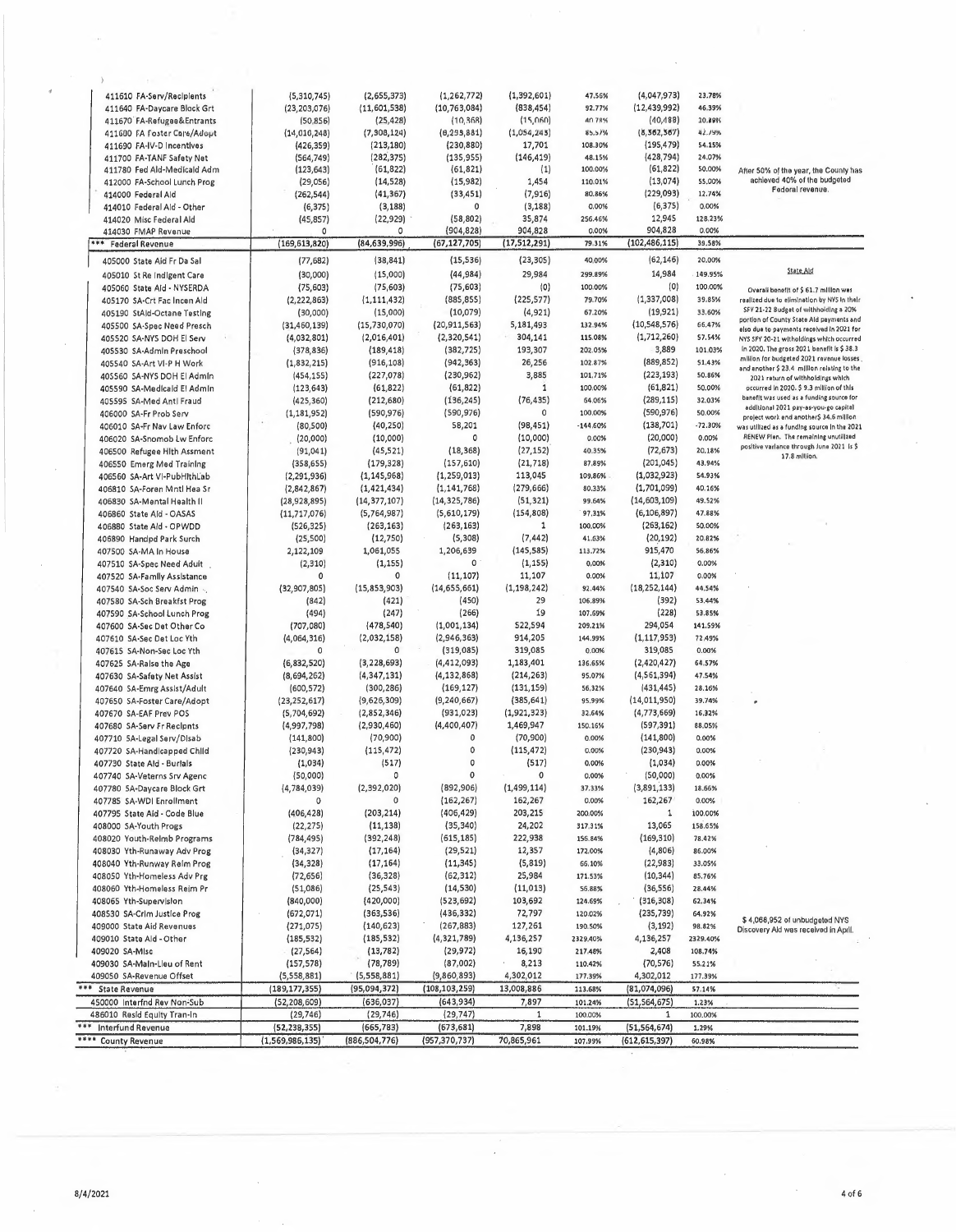| Account | | | | | | | | | Notes |
|---|---|---|---|---|---|---|---|---|---|
| 411610 FA-Serv/Recipients | (5,310,745) | (2,655,373) | (1,262,772) | (1,392,601) | 47.56% | (4,047,973) | 23.78% | | |
| 411640 FA-Daycare Block Grt | (23,203,076) | (11,601,538) | (10,763,084) | (838,454) | 92.77% | (12,439,992) | 46.39% | | |
| 411670 FA-Refugee&Entrants | (50,856) | (25,428) | (10,368) | (15,060) | 40.78% | (40,488) | 20.39% | | |
| 411680 FA Foster Care/Adopt | (14,010,248) | (7,005,124) | (6,295,881) | (1,054,243) | 85.57% | (8,362,367) | 42.79% | | |
| 411690 FA-IV-D Incentives | (426,359) | (213,180) | (230,880) | 17,701 | 108.30% | (195,479) | 54.15% | | |
| 411700 FA-TANF Safety Net | (564,749) | (282,375) | (135,955) | (146,419) | 48.15% | (428,794) | 24.07% | | |
| 411780 Fed Aid-Medicaid Adm | (123,643) | (61,822) | (61,821) | (1) | 100.00% | (61,822) | 50.00% | | After 50% of the year, the County has achieved 40% of the budgeted Federal revenue. |
| 412000 FA-School Lunch Prog | (29,056) | (14,528) | (15,982) | 1,454 | 110.01% | (13,074) | 55.00% | | |
| 414000 Federal Aid | (262,544) | (41,367) | (33,451) | (7,916) | 80.86% | (229,093) | 12.74% | | |
| 414010 Federal Aid - Other | (6,375) | (3,188) | 0 | (3,188) | 0.00% | (6,375) | 0.00% | | |
| 414020 Misc Federal Aid | (45,857) | (22,929) | (58,802) | 35,874 | 256.46% | 12,945 | 128.23% | | |
| 414030 FMAP Revenue | 0 | 0 | (904,828) | 904,828 | 0.00% | 904,828 | 0.00% | | |
| *** Federal Revenue | (169,613,820) | (84,639,996) | (67,127,705) | (17,512,291) | 79.31% | (102,486,115) | 39.58% | | |
| 405000 State Aid Fr Da Sal | (77,682) | (38,841) | (15,536) | (23,305) | 40.00% | (62,146) | 20.00% | | |
| 405010 St Re Indigent Care | (30,000) | (15,000) | (44,984) | 29,984 | 299.89% | 14,984 | 149.95% | | State Aid |
| 405060 State Aid - NYSERDA | (75,603) | (75,603) | (75,603) | (0) | 100.00% | (0) | 100.00% | | Overall benefit of $ 61.7 million was realized due to elimination by NYS in their SFY 21-22 Budget of withholding a 20% portion of County State Aid payments and also due to payments received in 2021 for NYS SFY 20-21 withholdings which occurred in 2020. The gross 2021 benefit is $ 38.3 million for budgeted 2021 revenue losses and another $ 23.4 million relating to the 2021 return of withholdings which occurred in 2020. $ 9.3 million of this benefit was used as a funding source for additional 2021 pay-as-you-go capital project work and another $ 34.6 million was utilized as a funding source in the 2021 RENEW Plan. The remaining unutilized positive variance through June 2021 is $ 17.8 million. |
| 405170 SA-Crt Fac Incen Aid | (2,222,863) | (1,111,432) | (885,855) | (225,577) | 79.70% | (1,337,008) | 39.85% | | |
| 405190 StAid-Octane Testing | (30,000) | (15,000) | (10,079) | (4,921) | 67.20% | (19,921) | 33.60% | | |
| 405500 SA-Spec Need Presch | (31,460,139) | (15,730,070) | (20,911,563) | 5,181,493 | 132.94% | (10,548,576) | 66.47% | | |
| 405520 SA-NYS DOH EI Serv | (4,032,801) | (2,016,401) | (2,320,541) | 304,141 | 115.08% | (1,712,260) | 57.54% | | |
| 405530 SA-Admin Preschool | (378,836) | (189,418) | (382,725) | 193,307 | 202.05% | 3,889 | 101.03% | | |
| 405540 SA-Art VI-P H Work | (1,832,215) | (916,108) | (942,363) | 26,256 | 102.87% | (889,852) | 51.43% | | |
| 405560 SA-NYS DOH EI Admin | (454,155) | (227,078) | (230,962) | 3,885 | 101.71% | (223,193) | 50.86% | | |
| 405590 SA-Medicaid EI Admin | (123,643) | (61,822) | (61,822) | 1 | 100.00% | (61,821) | 50.00% | | |
| 405595 SA-Med Anti Fraud | (425,360) | (212,680) | (136,245) | (76,435) | 64.06% | (289,115) | 32.03% | | |
| 406000 SA-Fr Prob Serv | (1,181,952) | (590,976) | (590,976) | 0 | 100.00% | (590,976) | 50.00% | | |
| 406010 SA-Fr Nav Law Enforc | (80,500) | (40,250) | 58,201 | (98,451) | -144.60% | (138,701) | -72.30% | | |
| 406020 SA-Snomob Lw Enforc | (20,000) | (10,000) | 0 | (10,000) | 0.00% | (20,000) | 0.00% | | |
| 406500 Refugee Hlth Assment | (91,041) | (45,521) | (18,368) | (27,152) | 40.35% | (72,673) | 20.18% | | |
| 406550 Emerg Med Training | (358,655) | (179,328) | (157,610) | (21,718) | 87.89% | (201,045) | 43.94% | | |
| 406560 SA-Art VI-PubHlthLab | (2,291,936) | (1,145,968) | (1,259,013) | 113,045 | 109.86% | (1,032,923) | 54.93% | | |
| 406810 SA-Foren Mntl Hea Sr | (2,842,867) | (1,421,434) | (1,141,768) | (279,666) | 80.33% | (1,701,099) | 40.16% | | |
| 406830 SA-Mental Health II | (28,928,895) | (14,377,107) | (14,325,786) | (51,321) | 99.64% | (14,603,109) | 49.52% | | |
| 406860 State Aid - OASAS | (11,717,076) | (5,764,987) | (5,610,179) | (154,808) | 97.31% | (6,106,897) | 47.88% | | |
| 406880 State Aid - OPWDD | (526,325) | (263,163) | (263,163) | 1 | 100.00% | (263,162) | 50.00% | | |
| 406890 Handipd Park Surch | (25,500) | (12,750) | (5,308) | (7,442) | 41.63% | (20,192) | 20.82% | | |
| 407500 SA-MA In House | 2,122,109 | 1,061,055 | 1,206,639 | (145,585) | 113.72% | 915,470 | 56.86% | | |
| 407510 SA-Spec Need Adult | (2,310) | (1,155) | 0 | (1,155) | 0.00% | (2,310) | 0.00% | | |
| 407520 SA-Family Assistance | 0 | 0 | (11,107) | 11,107 | 0.00% | 11,107 | 0.00% | | |
| 407540 SA-Soc Serv Admin | (32,907,805) | (15,853,903) | (14,655,661) | (1,198,242) | 92.44% | (18,252,144) | 44.54% | | |
| 407580 SA-Sch Breakfst Prog | (842) | (421) | (450) | 29 | 106.89% | (392) | 53.44% | | |
| 407590 SA-School Lunch Prog | (494) | (247) | (266) | 19 | 107.69% | (228) | 53.85% | | |
| 407600 SA-Sec Det Other Co | (707,080) | (478,540) | (1,001,134) | 522,594 | 209.21% | 294,054 | 141.59% | | |
| 407610 SA-Sec Det Loc Yth | (4,064,316) | (2,032,158) | (2,946,363) | 914,205 | 144.99% | (1,117,953) | 72.49% | | |
| 407615 SA-Non-Sec Loc Yth | 0 | 0 | (319,085) | 319,085 | 0.00% | 319,085 | 0.00% | | |
| 407625 SA-Raise the Age | (6,832,520) | (3,228,693) | (4,412,093) | 1,183,401 | 136.65% | (2,420,427) | 64.57% | | |
| 407630 SA-Safety Net Assist | (8,694,262) | (4,347,131) | (4,132,868) | (214,263) | 95.07% | (4,561,394) | 47.54% | | |
| 407640 SA-Emrg Assist/Adult | (600,572) | (300,286) | (169,127) | (131,159) | 56.32% | (431,445) | 28.16% | | |
| 407650 SA-Foster Care/Adopt | (23,252,617) | (9,626,309) | (9,240,667) | (385,641) | 95.99% | (14,011,950) | 39.74% | | |
| 407670 SA-EAF Prev POS | (5,704,692) | (2,852,346) | (931,023) | (1,921,323) | 32.64% | (4,773,669) | 16.32% | | |
| 407680 SA-Serv Fr Recipnts | (4,997,798) | (2,930,460) | (4,400,407) | 1,469,947 | 150.16% | (597,391) | 88.05% | | |
| 407710 SA-Legal Serv/Disab | (141,800) | (70,900) | 0 | (70,900) | 0.00% | (141,800) | 0.00% | | |
| 407720 SA-Handicapped Child | (230,943) | (115,472) | 0 | (115,472) | 0.00% | (230,943) | 0.00% | | |
| 407730 State Aid - Burials | (1,034) | (517) | 0 | (517) | 0.00% | (1,034) | 0.00% | | |
| 407740 SA-Veterns Srv Agenc | (50,000) | 0 | 0 | 0 | 0.00% | (50,000) | 0.00% | | |
| 407780 SA-Daycare Block Grt | (4,784,039) | (2,392,020) | (892,906) | (1,499,114) | 37.33% | (3,891,133) | 18.66% | | |
| 407785 SA-WDI Enrollment | 0 | 0 | (162,267) | 162,267 | 0.00% | 162,267 | 0.00% | | |
| 407795 State Aid - Code Blue | (406,428) | (203,214) | (406,429) | 203,215 | 200.00% | 1 | 100.00% | | |
| 408000 SA-Youth Progs | (22,275) | (11,138) | (35,340) | 24,202 | 317.31% | 13,065 | 158.65% | | |
| 408020 Youth-Reimb Programs | (784,495) | (392,248) | (615,185) | 222,938 | 156.84% | (169,310) | 78.42% | | |
| 408030 Yth-Runaway Adv Prog | (34,327) | (17,164) | (29,521) | 12,357 | 172.00% | (4,806) | 86.00% | | |
| 408040 Yth-Runway Reim Prog | (34,328) | (17,164) | (11,345) | (5,819) | 66.10% | (22,983) | 33.05% | | |
| 408050 Yth-Homeless Adv Prg | (72,656) | (36,328) | (62,312) | 25,984 | 171.53% | (10,344) | 85.76% | | |
| 408060 Yth-Homeless Reim Pr | (51,086) | (25,543) | (14,530) | (11,013) | 56.88% | (36,556) | 28.44% | | |
| 408065 Yth-Supervision | (840,000) | (420,000) | (523,692) | 103,692 | 124.69% | (316,308) | 62.34% | | |
| 408530 SA-Crim Justice Prog | (672,071) | (363,536) | (436,332) | 72,797 | 120.02% | (235,739) | 64.92% | | |
| 409000 State Aid Revenues | (271,075) | (140,623) | (267,883) | 127,261 | 190.50% | (3,192) | 98.82% | | $ 4,068,952 of unbudgeted NYS Discovery Aid was received in April. |
| 409010 State Aid - Other | (185,532) | (185,532) | (4,321,789) | 4,136,257 | 2329.40% | 4,136,257 | 2329.40% | | |
| 409020 SA-Misc | (27,564) | (13,782) | (29,972) | 16,190 | 217.48% | 2,408 | 108.74% | | |
| 409030 SA-Main-Lieu of Rent | (157,578) | (78,789) | (87,002) | 8,213 | 110.42% | (70,576) | 55.21% | | |
| 409050 SA-Revenue Offset | (5,558,881) | (5,558,881) | (9,860,893) | 4,302,012 | 177.39% | 4,302,012 | 177.39% | | |
| *** State Revenue | (189,177,355) | (95,094,372) | (108,103,259) | 13,008,886 | 113.68% | (81,074,096) | 57.14% | | |
| 450000 Interfnd Rev Non-Sub | (52,208,609) | (636,037) | (643,934) | 7,897 | 101.24% | (51,564,675) | 1.23% | | |
| 486010 Resid Equity Tran-In | (29,746) | (29,746) | (29,747) | 1 | 100.00% | 1 | 100.00% | | |
| *** Interfund Revenue | (52,238,355) | (665,783) | (673,681) | 7,898 | 101.19% | (51,564,674) | 1.29% | | |
| **** County Revenue | (1,569,986,135) | (886,504,776) | (957,370,737) | 70,865,961 | 107.99% | (612,615,397) | 60.98% | | |

8/4/2021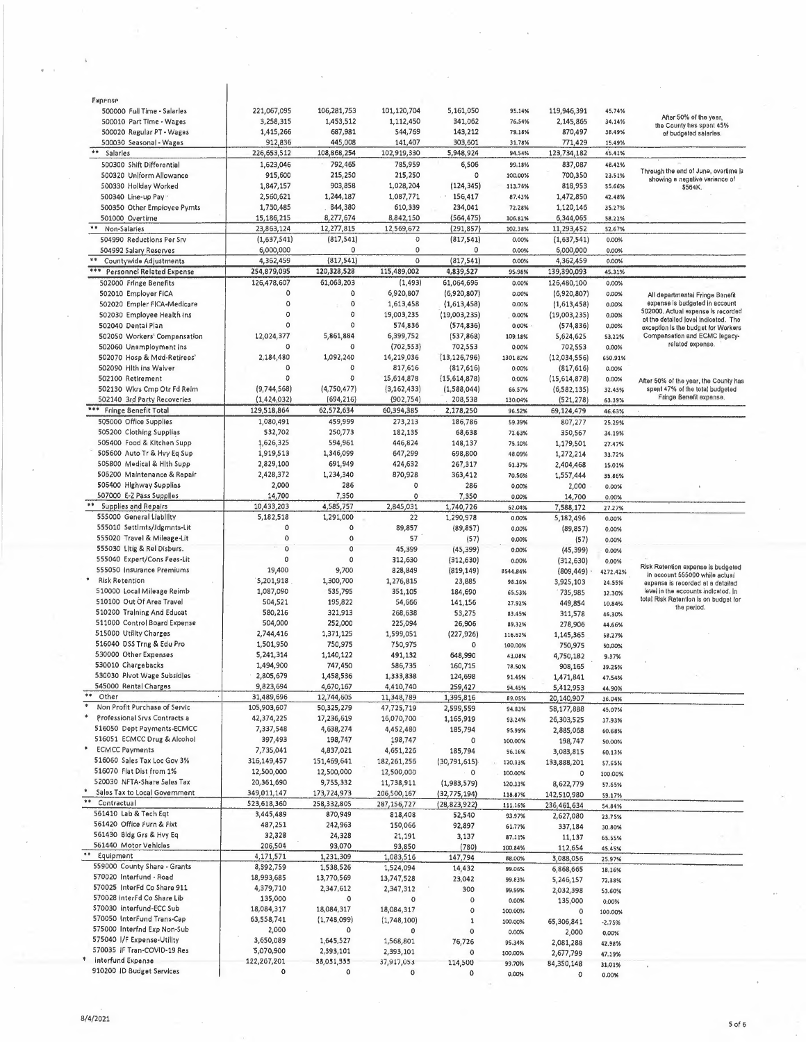| Expense | | | | | | | | |
|---|---|---|---|---|---|---|---|---|
| 500000 Full Time - Salaries | 221,067,095 | 106,281,753 | 101,120,704 | 5,161,050 | 95.14% | 119,946,391 | 45.74% | After 50% of the year, the County has spent 45% of budgeted salaries. |
| 500010 Part Time - Wages | 3,258,315 | 1,453,512 | 1,112,450 | 341,062 | 76.54% | 2,145,865 | 34.14% | |
| 500020 Regular PT - Wages | 1,415,266 | 687,981 | 544,769 | 143,212 | 79.18% | 870,497 | 38.49% | |
| 500030 Seasonal - Wages | 912,836 | 445,008 | 141,407 | 303,601 | 31.78% | 771,429 | 15.49% | |
| ** Salaries | 226,653,512 | 108,868,254 | 102,919,330 | 5,948,924 | 94.54% | 123,734,182 | 45.41% | |
| 500300 Shift Differential | 1,623,046 | 792,465 | 785,959 | 6,506 | 99.18% | 837,087 | 48.42% | Through the end of June, overtime is showing a negative variance of $564K. |
| 500320 Uniform Allowance | 915,600 | 215,250 | 215,250 | 0 | 100.00% | 700,350 | 23.51% | |
| 500330 Holiday Worked | 1,847,157 | 903,858 | 1,028,204 | (124,345) | 113.76% | 818,953 | 55.66% | |
| 500340 Line-up Pay | 2,560,621 | 1,244,187 | 1,087,771 | 156,417 | 87.43% | 1,472,850 | 42.48% | |
| 500350 Other Employee Pymts | 1,730,485 | 844,380 | 610,339 | 234,041 | 72.28% | 1,120,146 | 35.27% | |
| 501000 Overtime | 15,186,215 | 8,277,674 | 8,842,150 | (564,475) | 106.82% | 6,344,065 | 58.22% | |
| ** Non-Salaries | 23,863,124 | 12,277,815 | 12,569,672 | (291,857) | 102.38% | 11,293,452 | 52.67% | |
| 504990 Reductions Per Srv | (1,637,541) | (817,541) | 0 | (817,541) | 0.00% | (1,637,541) | 0.00% | |
| 504992 Salary Reserves | 6,000,000 | 0 | 0 | 0 | 0.00% | 6,000,000 | 0.00% | |
| ** Countywide Adjustments | 4,362,459 | (817,541) | 0 | (817,541) | 0.00% | 4,362,459 | 0.00% | |
| *** Personnel Related Expense | 254,879,095 | 120,328,528 | 115,489,002 | 4,839,527 | 95.98% | 139,390,093 | 45.31% | |
| 502000 Fringe Benefits | 126,478,607 | 61,063,203 | (1,493) | 61,064,696 | 0.00% | 126,480,100 | 0.00% | All departmental Fringe Benefit expense is budgeted in account 502000. Actual expense is recorded at the detailed level indicated. The exception is the budget for Workers Compensation and ECMC legacy-related expense. |
| 502010 Employer FICA | 0 | 0 | 6,920,807 | (6,920,807) | 0.00% | (6,920,807) | 0.00% | |
| 502020 Empler FICA-Medicare | 0 | 0 | 1,613,458 | (1,613,458) | 0.00% | (1,613,458) | 0.00% | |
| 502030 Employee Health Ins | 0 | 0 | 19,003,235 | (19,003,235) | 0.00% | (19,003,235) | 0.00% | |
| 502040 Dental Plan | 0 | 0 | 574,836 | (574,836) | 0.00% | (574,836) | 0.00% | |
| 502050 Workers' Compensation | 12,024,377 | 5,861,884 | 6,399,752 | (537,868) | 109.18% | 5,624,625 | 53.22% | |
| 502060 Unemployment Ins | 0 | 0 | (702,553) | 702,553 | 0.00% | 702,553 | 0.00% | |
| 502070 Hosp & Med-Retirees' | 2,184,480 | 1,092,240 | 14,219,036 | (13,126,796) | 1301.82% | (12,034,556) | 650.91% | |
| 502090 Hlth Ins Waiver | 0 | 0 | 817,616 | (817,616) | 0.00% | (817,616) | 0.00% | |
| 502100 Retirement | 0 | 0 | 15,614,878 | (15,614,878) | 0.00% | (15,614,878) | 0.00% | After 50% of the year, the County has spent 47% of the total budgeted Fringe Benefit expense. |
| 502130 Wkrs Cmp Otr Fd Reim | (9,744,568) | (4,750,477) | (3,162,433) | (1,588,044) | 66.57% | (6,582,135) | 32.45% | |
| 502140 3rd Party Recoveries | (1,424,032) | (694,216) | (902,754) | 208,538 | 130.04% | (521,278) | 63.39% | |
| *** Fringe Benefit Total | 129,518,864 | 62,572,634 | 60,394,385 | 2,178,250 | 96.52% | 69,124,479 | 46.63% | |
| 505000 Office Supplies | 1,080,491 | 459,999 | 273,213 | 186,786 | 59.39% | 807,277 | 25.29% | |
| 505200 Clothing Supplies | 532,702 | 250,773 | 182,135 | 68,638 | 72.63% | 350,567 | 34.19% | |
| 505400 Food & Kitchen Supp | 1,626,325 | 594,961 | 446,824 | 148,137 | 75.10% | 1,179,501 | 27.47% | |
| 505600 Auto Tr & Hvy Eq Sup | 1,919,513 | 1,346,099 | 647,299 | 698,800 | 48.09% | 1,272,214 | 33.72% | |
| 505800 Medical & Hlth Supp | 2,829,100 | 691,949 | 424,632 | 267,317 | 61.37% | 2,404,468 | 15.01% | |
| 506200 Maintenance & Repair | 2,428,372 | 1,234,340 | 870,928 | 363,412 | 70.56% | 1,557,444 | 35.86% | |
| 506400 Highway Supplies | 2,000 | 286 | 0 | 286 | 0.00% | 2,000 | 0.00% | |
| 507000 E-Z Pass Supplies | 14,700 | 7,350 | 0 | 7,350 | 0.00% | 14,700 | 0.00% | |
| ** Supplies and Repairs | 10,433,203 | 4,585,757 | 2,845,031 | 1,740,726 | 62.04% | 7,588,172 | 27.27% | |
| 555000 General Liability | 5,182,518 | 1,291,000 | 22 | 1,290,978 | 0.00% | 5,182,496 | 0.00% | Risk Retention expense is budgeted in account 555000 while actual expense is recorded at a detailed level in the accounts indicated. In total Risk Retention is on budget for the period. |
| 555010 Settlmts/Jdgmnts-Lit | 0 | 0 | 89,857 | (89,857) | 0.00% | (89,857) | 0.00% | |
| 555020 Travel & Mileage-Lit | 0 | 0 | 57 | (57) | 0.00% | (57) | 0.00% | |
| 555030 Litig & Rel Disburs. | 0 | 0 | 45,399 | (45,399) | 0.00% | (45,399) | 0.00% | |
| 555040 Expert/Cons Fees-Lit | 0 | 0 | 312,630 | (312,630) | 0.00% | (312,630) | 0.00% | |
| 555050 Insurance Premiums | 19,400 | 9,700 | 828,849 | (819,149) | 8544.84% | (809,449) | 4272.42% | |
| * Risk Retention | 5,201,918 | 1,300,700 | 1,276,815 | 23,885 | 98.16% | 3,925,103 | 24.55% | |
| 510000 Local Mileage Reimb | 1,087,090 | 535,795 | 351,105 | 184,690 | 65.53% | 735,985 | 32.30% | |
| 510100 Out Of Area Travel | 504,521 | 195,822 | 54,666 | 141,156 | 27.92% | 449,854 | 10.84% | |
| 510200 Training And Educat | 580,216 | 321,913 | 268,638 | 53,275 | 83.45% | 311,578 | 46.30% | |
| 511000 Control Board Expense | 504,000 | 252,000 | 225,094 | 26,906 | 89.32% | 278,906 | 44.66% | |
| 515000 Utility Charges | 2,744,416 | 1,371,125 | 1,599,051 | (227,926) | 116.62% | 1,145,365 | 58.27% | |
| 516040 DSS Trng & Edu Pro | 1,501,950 | 750,975 | 750,975 | 0 | 100.00% | 750,975 | 50.00% | |
| 530000 Other Expenses | 5,241,314 | 1,140,122 | 491,132 | 648,990 | 43.08% | 4,750,182 | 9.37% | |
| 530010 Chargebacks | 1,494,900 | 747,450 | 586,735 | 160,715 | 78.50% | 908,165 | 39.25% | |
| 530030 Pivot Wage Subsidies | 2,805,679 | 1,458,536 | 1,333,838 | 124,698 | 91.45% | 1,471,841 | 47.54% | |
| 545000 Rental Charges | 9,823,694 | 4,670,167 | 4,410,740 | 259,427 | 94.45% | 5,412,953 | 44.90% | |
| ** Other | 31,489,696 | 12,744,605 | 11,348,789 | 1,395,816 | 89.05% | 20,140,907 | 36.04% | |
| * Non Profit Purchase of Servic | 105,903,607 | 50,325,279 | 47,725,719 | 2,599,559 | 94.83% | 58,177,888 | 45.07% | |
| * Professional Srvs Contracts a | 42,374,225 | 17,236,619 | 16,070,700 | 1,165,919 | 93.24% | 26,303,525 | 37.93% | |
| 516050 Dept Payments-ECMCC | 7,337,548 | 4,638,274 | 4,452,480 | 185,794 | 95.99% | 2,885,068 | 60.68% | |
| 516051 ECMCC Drug & Alcohol | 397,493 | 198,747 | 198,747 | 0 | 100.00% | 198,747 | 50.00% | |
| * ECMCC Payments | 7,735,041 | 4,837,021 | 4,651,226 | 185,794 | 96.16% | 3,083,815 | 60.13% | |
| 516060 Sales Tax Loc Gov 3% | 316,149,457 | 151,469,641 | 182,261,256 | (30,791,615) | 120.33% | 133,888,201 | 57.65% | |
| 516070 Flat Dist from 1% | 12,500,000 | 12,500,000 | 12,500,000 | 0 | 100.00% | 0 | 100.00% | |
| 523030 NFTA-Share Sales Tax | 20,361,690 | 9,755,332 | 11,738,911 | (1,983,579) | 120.33% | 8,622,779 | 57.65% | |
| * Sales Tax to Local Government | 349,011,147 | 173,724,973 | 206,500,167 | (32,775,194) | 118.87% | 142,510,980 | 59.17% | |
| ** Contractual | 523,618,360 | 258,332,805 | 287,156,727 | (28,823,922) | 111.16% | 236,461,634 | 54.84% | |
| 561410 Lab & Tech Eqt | 3,445,489 | 870,949 | 818,408 | 52,540 | 93.97% | 2,627,080 | 23.75% | |
| 561420 Office Furn & Fixt | 487,251 | 242,963 | 150,066 | 92,897 | 61.77% | 337,184 | 30.80% | |
| 561430 Bldg Grs & Hvy Eq | 32,328 | 24,328 | 21,191 | 3,137 | 87.11% | 11,137 | 65.55% | |
| 561440 Motor Vehicles | 206,504 | 93,070 | 93,850 | (780) | 100.84% | 112,654 | 45.45% | |
| ** Equipment | 4,171,571 | 1,231,309 | 1,083,516 | 147,794 | 88.00% | 3,088,056 | 25.97% | |
| 559000 County Share - Grants | 8,392,759 | 1,538,526 | 1,524,094 | 14,432 | 99.06% | 6,868,665 | 18.16% | |
| 570020 Interfund - Road | 18,993,685 | 13,770,569 | 13,747,528 | 23,042 | 99.83% | 5,246,157 | 72.38% | |
| 570025 InterFd Co Share 911 | 4,379,710 | 2,347,612 | 2,347,312 | 300 | 99.99% | 2,032,398 | 53.60% | |
| 570028 InterFd Co Share Lib | 135,000 | 0 | 0 | 0 | 0.00% | 135,000 | 0.00% | |
| 570030 Interfund-ECC Sub | 18,084,317 | 18,084,317 | 18,084,317 | 0 | 100.00% | 0 | 100.00% | |
| 570050 InterFund Trans-Cap | 63,558,741 | (1,748,099) | (1,748,100) | 1 | 100.00% | 65,306,841 | -2.75% | |
| 575000 Interfnd Exp Non-Sub | 2,000 | 0 | 0 | 0 | 0.00% | 2,000 | 0.00% | |
| 575040 I/F Expense-Utility | 3,650,089 | 1,645,527 | 1,568,801 | 76,726 | 95.34% | 2,081,288 | 42.98% | |
| 570035 IF Tran-COVID-19 Res | 5,070,900 | 2,393,101 | 2,393,101 | 0 | 100.00% | 2,677,799 | 47.19% | |
| * Interfund Expense | 122,267,201 | 38,031,553 | 37,917,053 | 114,500 | 99.70% | 84,350,148 | 31.01% | |
| 910200 ID Budget Services | 0 | 0 | 0 | 0 | 0.00% | 0 | 0.00% | |

8/4/2021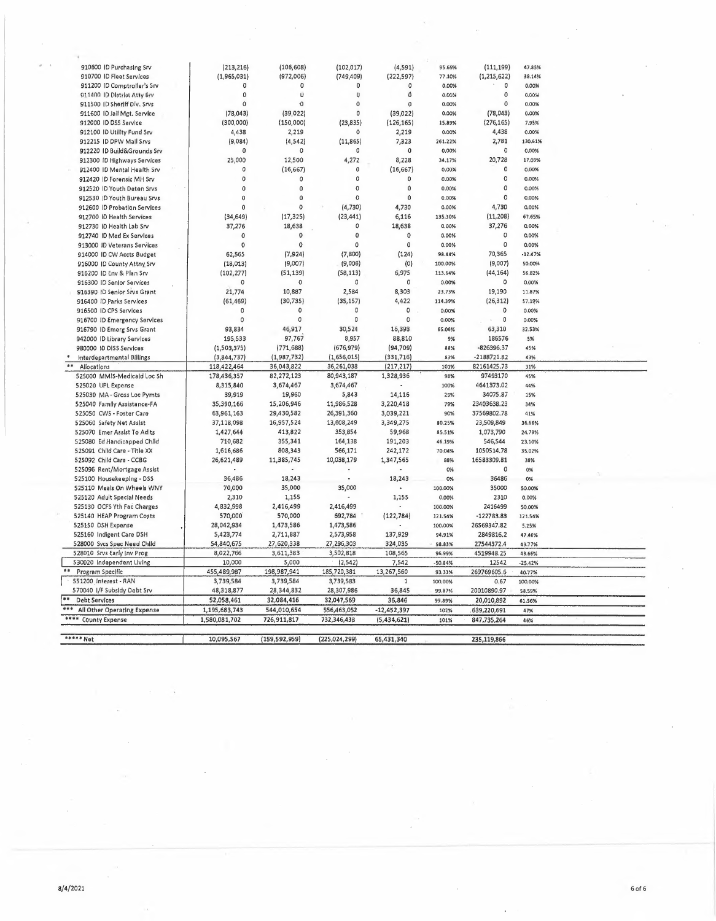| | | | | | | | |
|---|---|---|---|---|---|---|---|
| 910600 ID Purchasing Srv | (213,216) | (106,608) | (102,017) | (4,591) | 95.69% | (111,199) | 47.85% |
| 910700 ID Fleet Services | (1,965,031) | (972,006) | (749,409) | (222,597) | 77.10% | (1,215,622) | 38.14% |
| 911200 ID Comptroller's Srv | 0 | 0 | 0 | 0 | 0.00% | 0 | 0.00% |
| 911400 ID District Atty Srv | 0 | 0 | 0 | 0 | 0.00% | 0 | 0.00% |
| 911500 ID Sheriff Div. Srvs | 0 | 0 | 0 | 0 | 0.00% | 0 | 0.00% |
| 911600 ID Jail Mgt. Service | (78,043) | (39,022) | 0 | (39,022) | 0.00% | (78,043) | 0.00% |
| 912000 ID DSS Service | (300,000) | (150,000) | (23,835) | (126,165) | 15.89% | (276,165) | 7.95% |
| 912100 ID Utility Fund Srv | 4,438 | 2,219 | 0 | 2,219 | 0.00% | 4,438 | 0.00% |
| 912215 ID DPW Mail Srvs | (9,084) | (4,542) | (11,865) | 7,323 | 261.22% | 2,781 | 130.61% |
| 912220 ID Build&Grounds Srv | 0 | 0 | 0 | 0 | 0.00% | 0 | 0.00% |
| 912300 ID Highways Services | 25,000 | 12,500 | 4,272 | 8,228 | 34.17% | 20,728 | 17.09% |
| 912400 ID Mental Health Srv | 0 | (16,667) | 0 | (16,667) | 0.00% | 0 | 0.00% |
| 912420 ID Forensic MH Srv | 0 | 0 | 0 | 0 | 0.00% | 0 | 0.00% |
| 912520 ID Youth Deten Srvs | 0 | 0 | 0 | 0 | 0.00% | 0 | 0.00% |
| 912530 ID Youth Bureau Srvs | 0 | 0 | 0 | 0 | 0.00% | 0 | 0.00% |
| 912600 ID Probation Services | 0 | 0 | (4,730) | 4,730 | 0.00% | 4,730 | 0.00% |
| 912700 ID Health Services | (34,649) | (17,325) | (23,441) | 6,116 | 135.30% | (11,208) | 67.65% |
| 912730 ID Health Lab Srv | 37,276 | 18,638 | 0 | 18,638 | 0.00% | 37,276 | 0.00% |
| 912740 ID Med Ex Services | 0 | 0 | 0 | 0 | 0.00% | 0 | 0.00% |
| 913000 ID Veterans Services | 0 | 0 | 0 | 0 | 0.00% | 0 | 0.00% |
| 914000 ID CW Accts Budget | 62,565 | (7,924) | (7,800) | (124) | 98.44% | 70,365 | -12.47% |
| 916000 ID County Attny Srv | (18,013) | (9,007) | (9,006) | (0) | 100.00% | (9,007) | 50.00% |
| 916200 ID Env & Plan Srv | (102,277) | (51,139) | (58,113) | 6,975 | 113.64% | (44,164) | 56.82% |
| 916300 ID Senior Services | 0 | 0 | 0 | 0 | 0.00% | 0 | 0.00% |
| 916390 ID Senior Srvs Grant | 21,774 | 10,887 | 2,584 | 8,303 | 23.73% | 19,190 | 11.87% |
| 916400 ID Parks Services | (61,469) | (30,735) | (35,157) | 4,422 | 114.39% | (26,312) | 57.19% |
| 916500 ID CPS Services | 0 | 0 | 0 | 0 | 0.00% | 0 | 0.00% |
| 916700 ID Emergency Services | 0 | 0 | 0 | 0 | 0.00% | 0 | 0.00% |
| 916790 ID Emerg Srvs Grant | 93,834 | 46,917 | 30,524 | 16,393 | 65.06% | 63,310 | 32.53% |
| 942000 ID Library Services | 195,533 | 97,767 | 8,957 | 88,810 | 9% | 186576 | 5% |
| 980000 ID DISS Services | (1,503,375) | (771,688) | (676,979) | (94,709) | 88% | -826396.37 | 45% |
| * Interdepartmental Billings | (3,844,737) | (1,987,732) | (1,656,015) | (331,716) | 83% | -2188721.82 | 43% |
| ** Allocations | 118,422,464 | 36,043,822 | 36,261,038 | (217,217) | 101% | 82161425.73 | 31% |
| 525000 MMIS-Medicaid Loc Sh | 178,436,357 | 82,272,123 | 80,943,187 | 1,328,936 | 98% | 97493170 | 45% |
| 525020 UPL Expense | 8,315,840 | 3,674,467 | 3,674,467 | - | 100% | 4641373.02 | 44% |
| 525030 MA - Gross Loc Pymts | 39,919 | 19,960 | 5,843 | 14,116 | 29% | 34075.87 | 15% |
| 525040 Family Assistance-FA | 35,390,166 | 15,206,946 | 11,986,528 | 3,220,418 | 79% | 23403638.23 | 34% |
| 525050 CWS - Foster Care | 63,961,163 | 29,430,582 | 26,391,360 | 3,039,221 | 90% | 37569802.78 | 41% |
| 525060 Safety Net Assist | 37,118,098 | 16,957,524 | 13,608,249 | 3,349,275 | 80.25% | 23,509,849 | 36.66% |
| 525070 Emer Assist To Adlts | 1,427,644 | 413,822 | 353,854 | 59,968 | 85.51% | 1,073,790 | 24.79% |
| 525080 Ed Handicapped Child | 710,682 | 355,341 | 164,138 | 191,203 | 46.19% | 546,544 | 23.10% |
| 525091 Child Care - Title XX | 1,616,686 | 808,343 | 566,171 | 242,172 | 70.04% | 1050514.78 | 35.02% |
| 525092 Child Care - CCBG | 26,621,489 | 11,385,745 | 10,038,179 | 1,347,565 | 88% | 16583309.81 | 38% |
| 525096 Rent/Mortgage Assist | - | - | - | - | 0% | 0 | 0% |
| 525100 Housekeeping - DSS | 36,486 | 18,243 | - | 18,243 | 0% | 36486 | 0% |
| 525110 Meals On Wheels WNY | 70,000 | 35,000 | 35,000 | - | 100.00% | 35000 | 50.00% |
| 525120 Adult Special Needs | 2,310 | 1,155 | - | 1,155 | 0.00% | 2310 | 0.00% |
| 525130 OCFS Yth Fac Charges | 4,832,998 | 2,416,499 | 2,416,499 | - | 100.00% | 2416499 | 50.00% |
| 525140 HEAP Program Costs | 570,000 | 570,000 | 692,784 | (122,784) | 121.54% | -122783.83 | 121.54% |
| 525150 DSH Expense | 28,042,934 | 1,473,586 | 1,473,586 | - | 100.00% | 26569347.82 | 5.25% |
| 525160 Indigent Care DSH | 5,423,774 | 2,711,887 | 2,573,958 | 137,929 | 94.91% | 2849816.2 | 47.46% |
| 528000 Svcs Spec Need Child | 54,840,675 | 27,620,338 | 27,296,303 | 324,035 | 98.83% | 27544372.4 | 49.77% |
| 528010 Srvs Early Inv Prog | 8,022,766 | 3,611,383 | 3,502,818 | 108,565 | 96.99% | 4519948.25 | 43.66% |
| 530020 Independent Living | 10,000 | 5,000 | (2,542) | 7,542 | -50.84% | 12542 | -25.42% |
| ** Program Specific | 455,489,987 | 198,987,941 | 185,720,381 | 13,267,560 | 93.33% | 269769605.6 | 40.77% |
| 551200 Interest - RAN | 3,739,584 | 3,739,584 | 3,739,583 | 1 | 100.00% | 0.67 | 100.00% |
| 570040 I/F Subsidy Debt Srv | 48,318,877 | 28,344,832 | 28,307,986 | 36,845 | 99.87% | 20010890.97 | 58.59% |
| ** Debt Services | 52,058,461 | 32,084,416 | 32,047,569 | 36,846 | 99.89% | 20,010,892 | 61.56% |
| *** All Other Operating Expense | 1,195,683,743 | 544,010,654 | 556,463,052 | -12,452,397 | 102% | 639,220,691 | 47% |
| **** County Expense | 1,580,081,702 | 726,911,817 | 732,346,438 | (5,434,621) | 101% | 847,735,264 | 46% |
| ***** Net | 10,095,567 | (159,592,959) | (225,024,299) | 65,431,340 | | 235,119,866 | |

8/4/2021